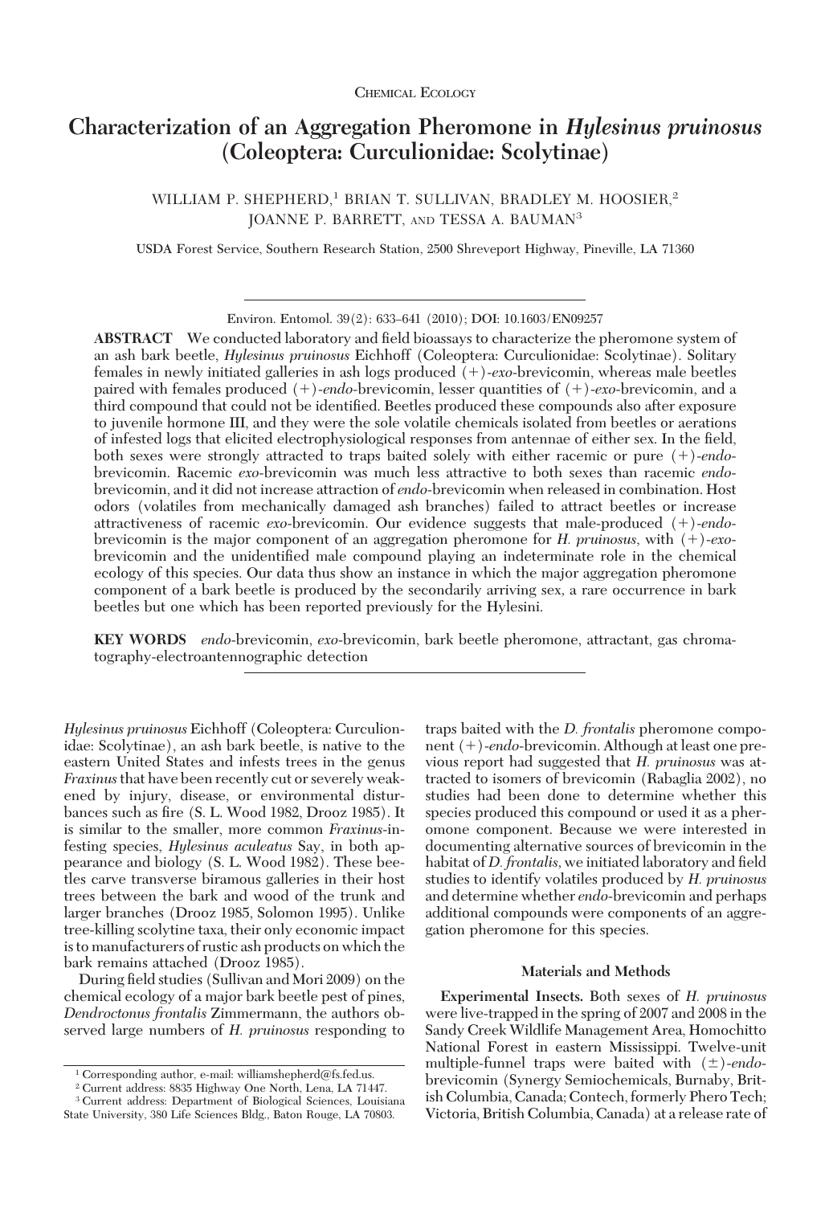Chemical Ecology

# Characterization of an Aggregation Pheromone in *Hylesinus pruinosus* (Coleoptera: Curculionidae: Scolytinae)

WILLIAM P. SHEPHERD,[1] BRIAN T. SULLIVAN, BRADLEY M. HOOSIER,[2] JOANNE P. BARRETT, AND TESSA A. BAUMAN[3]

USDA Forest Service, Southern Research Station, 2500 Shreveport Highway, Pineville, LA 71360

Environ. Entomol. 39(2): 633–641 (2010); DOI: 10.1603/EN09257

**ABSTRACT** We conducted laboratory and field bioassays to characterize the pheromone system of an ash bark beetle, *Hylesinus pruinosus* Eichhoff (Coleoptera: Curculionidae: Scolytinae). Solitary females in newly initiated galleries in ash logs produced (+)-*exo*-brevicomin, whereas male beetles paired with females produced (+)-*endo*-brevicomin, lesser quantities of (+)-*exo*-brevicomin, and a third compound that could not be identified. Beetles produced these compounds also after exposure to juvenile hormone III, and they were the sole volatile chemicals isolated from beetles or aerations of infested logs that elicited electrophysiological responses from antennae of either sex. In the field, both sexes were strongly attracted to traps baited solely with either racemic or pure (+)-*endo*-brevicomin. Racemic *exo*-brevicomin was much less attractive to both sexes than racemic *endo*-brevicomin, and it did not increase attraction of *endo*-brevicomin when released in combination. Host odors (volatiles from mechanically damaged ash branches) failed to attract beetles or increase attractiveness of racemic *exo*-brevicomin. Our evidence suggests that male-produced (+)-*endo*-brevicomin is the major component of an aggregation pheromone for *H. pruinosus*, with (+)-*exo*-brevicomin and the unidentified male compound playing an indeterminate role in the chemical ecology of this species. Our data thus show an instance in which the major aggregation pheromone component of a bark beetle is produced by the secondarily arriving sex, a rare occurrence in bark beetles but one which has been reported previously for the Hylesini.

**KEY WORDS** *endo*-brevicomin, *exo*-brevicomin, bark beetle pheromone, attractant, gas chromatography-electroantennographic detection

*Hylesinus pruinosus* Eichhoff (Coleoptera: Curculionidae: Scolytinae), an ash bark beetle, is native to the eastern United States and infests trees in the genus *Fraxinus* that have been recently cut or severely weakened by injury, disease, or environmental disturbances such as fire (S. L. Wood 1982, Drooz 1985). It is similar to the smaller, more common *Fraxinus*-infesting species, *Hylesinus aculeatus* Say, in both appearance and biology (S. L. Wood 1982). These beetles carve transverse biramous galleries in their host trees between the bark and wood of the trunk and larger branches (Drooz 1985, Solomon 1995). Unlike tree-killing scolytine taxa, their only economic impact is to manufacturers of rustic ash products on which the bark remains attached (Drooz 1985).

During field studies (Sullivan and Mori 2009) on the chemical ecology of a major bark beetle pest of pines, *Dendroctonus frontalis* Zimmermann, the authors observed large numbers of *H. pruinosus* responding to traps baited with the *D. frontalis* pheromone component (+)-*endo*-brevicomin. Although at least one previous report had suggested that *H. pruinosus* was attracted to isomers of brevicomin (Rabaglia 2002), no studies had been done to determine whether this species produced this compound or used it as a pheromone component. Because we were interested in documenting alternative sources of brevicomin in the habitat of *D. frontalis*, we initiated laboratory and field studies to identify volatiles produced by *H. pruinosus* and determine whether *endo*-brevicomin and perhaps additional compounds were components of an aggregation pheromone for this species.

## Materials and Methods

**Experimental Insects.** Both sexes of *H. pruinosus* were live-trapped in the spring of 2007 and 2008 in the Sandy Creek Wildlife Management Area, Homochitto National Forest in eastern Mississippi. Twelve-unit multiple-funnel traps were baited with (±)-*endo*-brevicomin (Synergy Semiochemicals, Burnaby, British Columbia, Canada; Contech, formerly Phero Tech; Victoria, British Columbia, Canada) at a release rate of

[1] Corresponding author, e-mail: williamshepherd@fs.fed.us.

[2] Current address: 8835 Highway One North, Lena, LA 71447.

[3] Current address: Department of Biological Sciences, Louisiana State University, 380 Life Sciences Bldg., Baton Rouge, LA 70803.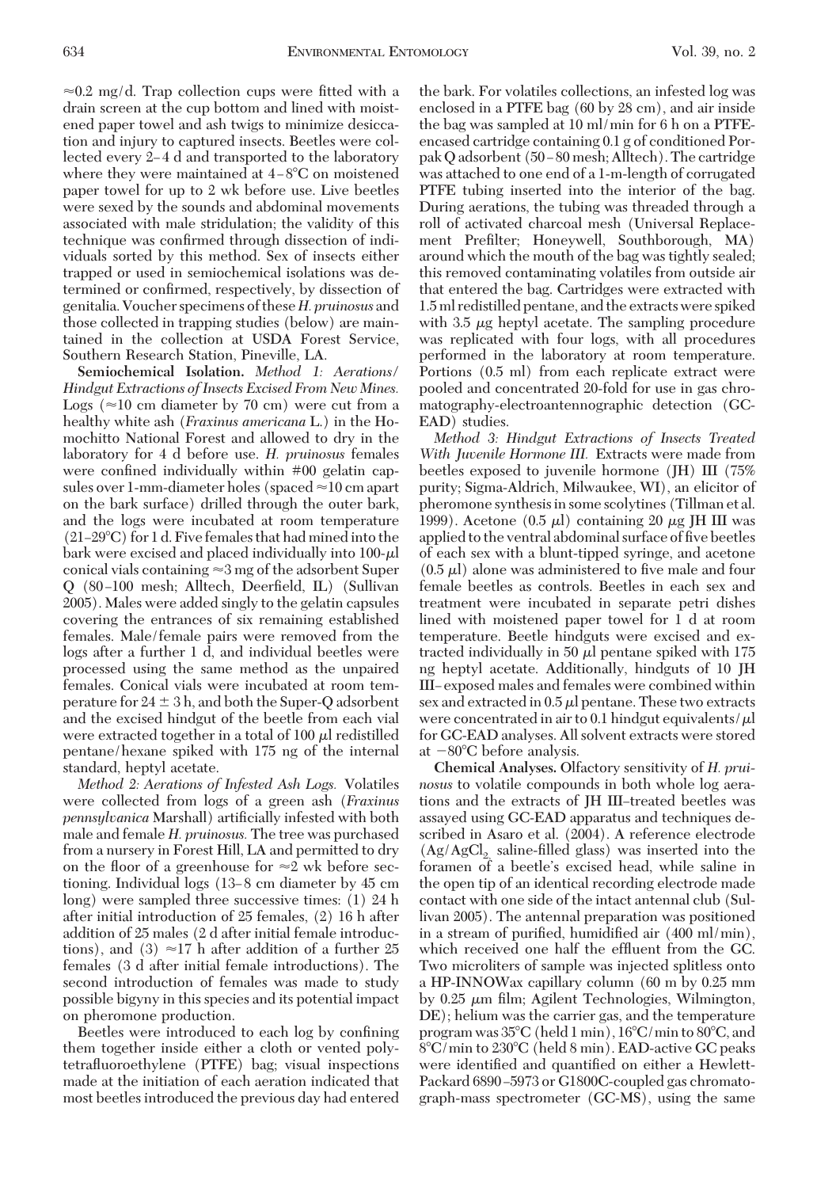≈0.2 mg/d. Trap collection cups were fitted with a drain screen at the cup bottom and lined with moistened paper towel and ash twigs to minimize desiccation and injury to captured insects. Beetles were collected every 2–4 d and transported to the laboratory where they were maintained at 4–8°C on moistened paper towel for up to 2 wk before use. Live beetles were sexed by the sounds and abdominal movements associated with male stridulation; the validity of this technique was confirmed through dissection of individuals sorted by this method. Sex of insects either trapped or used in semiochemical isolations was determined or confirmed, respectively, by dissection of genitalia. Voucher specimens of these *H. pruinosus* and those collected in trapping studies (below) are maintained in the collection at USDA Forest Service, Southern Research Station, Pineville, LA.

**Semiochemical Isolation.** *Method 1: Aerations/Hindgut Extractions of Insects Excised From New Mines.* Logs (≈10 cm diameter by 70 cm) were cut from a healthy white ash (*Fraxinus americana* L.) in the Homochitto National Forest and allowed to dry in the laboratory for 4 d before use. *H. pruinosus* females were confined individually within #00 gelatin capsules over 1-mm-diameter holes (spaced ≈10 cm apart on the bark surface) drilled through the outer bark, and the logs were incubated at room temperature (21–29°C) for 1 d. Five females that had mined into the bark were excised and placed individually into 100-$\mu$l conical vials containing ≈3 mg of the adsorbent Super Q (80–100 mesh; Alltech, Deerfield, IL) (Sullivan 2005). Males were added singly to the gelatin capsules covering the entrances of six remaining established females. Male/female pairs were removed from the logs after a further 1 d, and individual beetles were processed using the same method as the unpaired females. Conical vials were incubated at room temperature for 24 ± 3 h, and both the Super-Q adsorbent and the excised hindgut of the beetle from each vial were extracted together in a total of 100 $\mu$l redistilled pentane/hexane spiked with 175 ng of the internal standard, heptyl acetate.

*Method 2: Aerations of Infested Ash Logs.* Volatiles were collected from logs of a green ash (*Fraxinus pennsylvanica* Marshall) artificially infested with both male and female *H. pruinosus.* The tree was purchased from a nursery in Forest Hill, LA and permitted to dry on the floor of a greenhouse for ≈2 wk before sectioning. Individual logs (13–8 cm diameter by 45 cm long) were sampled three successive times: (1) 24 h after initial introduction of 25 females, (2) 16 h after addition of 25 males (2 d after initial female introductions), and (3) ≈17 h after addition of a further 25 females (3 d after initial female introductions). The second introduction of females was made to study possible bigyny in this species and its potential impact on pheromone production.

Beetles were introduced to each log by confining them together inside either a cloth or vented polytetrafluoroethylene (PTFE) bag; visual inspections made at the initiation of each aeration indicated that most beetles introduced the previous day had entered the bark. For volatiles collections, an infested log was enclosed in a PTFE bag (60 by 28 cm), and air inside the bag was sampled at 10 ml/min for 6 h on a PTFE-encased cartridge containing 0.1 g of conditioned Porpak Q adsorbent (50–80 mesh; Alltech). The cartridge was attached to one end of a 1-m-length of corrugated PTFE tubing inserted into the interior of the bag. During aerations, the tubing was threaded through a roll of activated charcoal mesh (Universal Replacement Prefilter; Honeywell, Southborough, MA) around which the mouth of the bag was tightly sealed; this removed contaminating volatiles from outside air that entered the bag. Cartridges were extracted with 1.5 ml redistilled pentane, and the extracts were spiked with 3.5 $\mu$g heptyl acetate. The sampling procedure was replicated with four logs, with all procedures performed in the laboratory at room temperature. Portions (0.5 ml) from each replicate extract were pooled and concentrated 20-fold for use in gas chromatography-electroantennographic detection (GC-EAD) studies.

*Method 3: Hindgut Extractions of Insects Treated With Juvenile Hormone III.* Extracts were made from beetles exposed to juvenile hormone (JH) III (75% purity; Sigma-Aldrich, Milwaukee, WI), an elicitor of pheromone synthesis in some scolytines (Tillman et al. 1999). Acetone (0.5 $\mu$l) containing 20 $\mu$g JH III was applied to the ventral abdominal surface of five beetles of each sex with a blunt-tipped syringe, and acetone (0.5 $\mu$l) alone was administered to five male and four female beetles as controls. Beetles in each sex and treatment were incubated in separate petri dishes lined with moistened paper towel for 1 d at room temperature. Beetle hindguts were excised and extracted individually in 50 $\mu$l pentane spiked with 175 ng heptyl acetate. Additionally, hindguts of 10 JH III–exposed males and females were combined within sex and extracted in 0.5 $\mu$l pentane. These two extracts were concentrated in air to 0.1 hindgut equivalents/$\mu$l for GC-EAD analyses. All solvent extracts were stored at −80°C before analysis.

**Chemical Analyses.** Olfactory sensitivity of *H. pruinosus* to volatile compounds in both whole log aerations and the extracts of JH III–treated beetles was assayed using GC-EAD apparatus and techniques described in Asaro et al. (2004). A reference electrode ($Ag/AgCl_2$ saline-filled glass) was inserted into the foramen of a beetle's excised head, while saline in the open tip of an identical recording electrode made contact with one side of the intact antennal club (Sullivan 2005). The antennal preparation was positioned in a stream of purified, humidified air (400 ml/min), which received one half the effluent from the GC. Two microliters of sample was injected splitless onto a HP-INNOWax capillary column (60 m by 0.25 mm by 0.25 $\mu$m film; Agilent Technologies, Wilmington, DE); helium was the carrier gas, and the temperature program was 35°C (held 1 min), 16°C/min to 80°C, and 8°C/min to 230°C (held 8 min). EAD-active GC peaks were identified and quantified on either a Hewlett-Packard 6890–5973 or G1800C-coupled gas chromatograph-mass spectrometer (GC-MS), using the same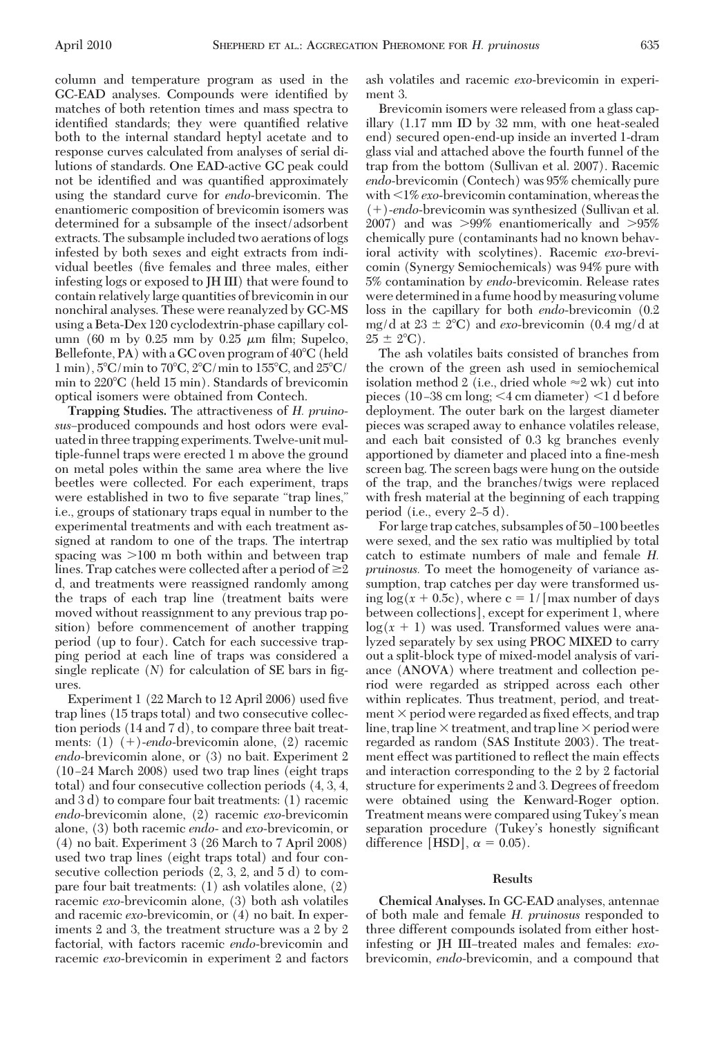column and temperature program as used in the GC-EAD analyses. Compounds were identified by matches of both retention times and mass spectra to identified standards; they were quantified relative both to the internal standard heptyl acetate and to response curves calculated from analyses of serial dilutions of standards. One EAD-active GC peak could not be identified and was quantified approximately using the standard curve for *endo*-brevicomin. The enantiomeric composition of brevicomin isomers was determined for a subsample of the insect/adsorbent extracts. The subsample included two aerations of logs infested by both sexes and eight extracts from individual beetles (five females and three males, either infesting logs or exposed to JH III) that were found to contain relatively large quantities of brevicomin in our nonchiral analyses. These were reanalyzed by GC-MS using a Beta-Dex 120 cyclodextrin-phase capillary column (60 m by 0.25 mm by 0.25 $\mu$m film; Supelco, Bellefonte, PA) with a GC oven program of 40°C (held 1 min), 5°C/min to 70°C, 2°C/min to 155°C, and 25°C/min to 220°C (held 15 min). Standards of brevicomin optical isomers were obtained from Contech.

**Trapping Studies.** The attractiveness of *H. pruinosus*–produced compounds and host odors were evaluated in three trapping experiments. Twelve-unit multiple-funnel traps were erected 1 m above the ground on metal poles within the same area where the live beetles were collected. For each experiment, traps were established in two to five separate "trap lines," i.e., groups of stationary traps equal in number to the experimental treatments and with each treatment assigned at random to one of the traps. The intertrap spacing was >100 m both within and between trap lines. Trap catches were collected after a period of ≥2 d, and treatments were reassigned randomly among the traps of each trap line (treatment baits were moved without reassignment to any previous trap position) before commencement of another trapping period (up to four). Catch for each successive trapping period at each line of traps was considered a single replicate ($N$) for calculation of SE bars in figures.

Experiment 1 (22 March to 12 April 2006) used five trap lines (15 traps total) and two consecutive collection periods (14 and 7 d), to compare three bait treatments: (1) (+)-*endo*-brevicomin alone, (2) racemic *endo*-brevicomin alone, or (3) no bait. Experiment 2 (10–24 March 2008) used two trap lines (eight traps total) and four consecutive collection periods (4, 3, 4, and 3 d) to compare four bait treatments: (1) racemic *endo*-brevicomin alone, (2) racemic *exo*-brevicomin alone, (3) both racemic *endo*- and *exo*-brevicomin, or (4) no bait. Experiment 3 (26 March to 7 April 2008) used two trap lines (eight traps total) and four consecutive collection periods (2, 3, 2, and 5 d) to compare four bait treatments: (1) ash volatiles alone, (2) racemic *exo*-brevicomin alone, (3) both ash volatiles and racemic *exo*-brevicomin, or (4) no bait. In experiments 2 and 3, the treatment structure was a 2 by 2 factorial, with factors racemic *endo*-brevicomin and racemic *exo*-brevicomin in experiment 2 and factors ash volatiles and racemic *exo*-brevicomin in experiment 3.

Brevicomin isomers were released from a glass capillary (1.17 mm ID by 32 mm, with one heat-sealed end) secured open-end-up inside an inverted 1-dram glass vial and attached above the fourth funnel of the trap from the bottom (Sullivan et al. 2007). Racemic *endo*-brevicomin (Contech) was 95% chemically pure with <1% *exo*-brevicomin contamination, whereas the (+)-*endo*-brevicomin was synthesized (Sullivan et al. 2007) and was >99% enantiomerically and >95% chemically pure (contaminants had no known behavioral activity with scolytines). Racemic *exo*-brevicomin (Synergy Semiochemicals) was 94% pure with 5% contamination by *endo*-brevicomin. Release rates were determined in a fume hood by measuring volume loss in the capillary for both *endo*-brevicomin (0.2 mg/d at 23 ± 2°C) and *exo*-brevicomin (0.4 mg/d at 25 ± 2°C).

The ash volatiles baits consisted of branches from the crown of the green ash used in semiochemical isolation method 2 (i.e., dried whole ≈2 wk) cut into pieces (10–38 cm long; <4 cm diameter) <1 d before deployment. The outer bark on the largest diameter pieces was scraped away to enhance volatiles release, and each bait consisted of 0.3 kg branches evenly apportioned by diameter and placed into a fine-mesh screen bag. The screen bags were hung on the outside of the trap, and the branches/twigs were replaced with fresh material at the beginning of each trapping period (i.e., every 2–5 d).

For large trap catches, subsamples of 50–100 beetles were sexed, and the sex ratio was multiplied by total catch to estimate numbers of male and female *H. pruinosus.* To meet the homogeneity of variance assumption, trap catches per day were transformed using $\log(x + 0.5c)$, where $c = 1/$[max number of days between collections], except for experiment 1, where $\log(x + 1)$ was used. Transformed values were analyzed separately by sex using PROC MIXED to carry out a split-block type of mixed-model analysis of variance (ANOVA) where treatment and collection period were regarded as stripped across each other within replicates. Thus treatment, period, and treatment × period were regarded as fixed effects, and trap line, trap line × treatment, and trap line × period were regarded as random (SAS Institute 2003). The treatment effect was partitioned to reflect the main effects and interaction corresponding to the 2 by 2 factorial structure for experiments 2 and 3. Degrees of freedom were obtained using the Kenward-Roger option. Treatment means were compared using Tukey's mean separation procedure (Tukey's honestly significant difference [HSD], $\alpha = 0.05$).

## Results

**Chemical Analyses.** In GC-EAD analyses, antennae of both male and female *H. pruinosus* responded to three different compounds isolated from either host-infesting or JH III–treated males and females: *exo*-brevicomin, *endo*-brevicomin, and a compound that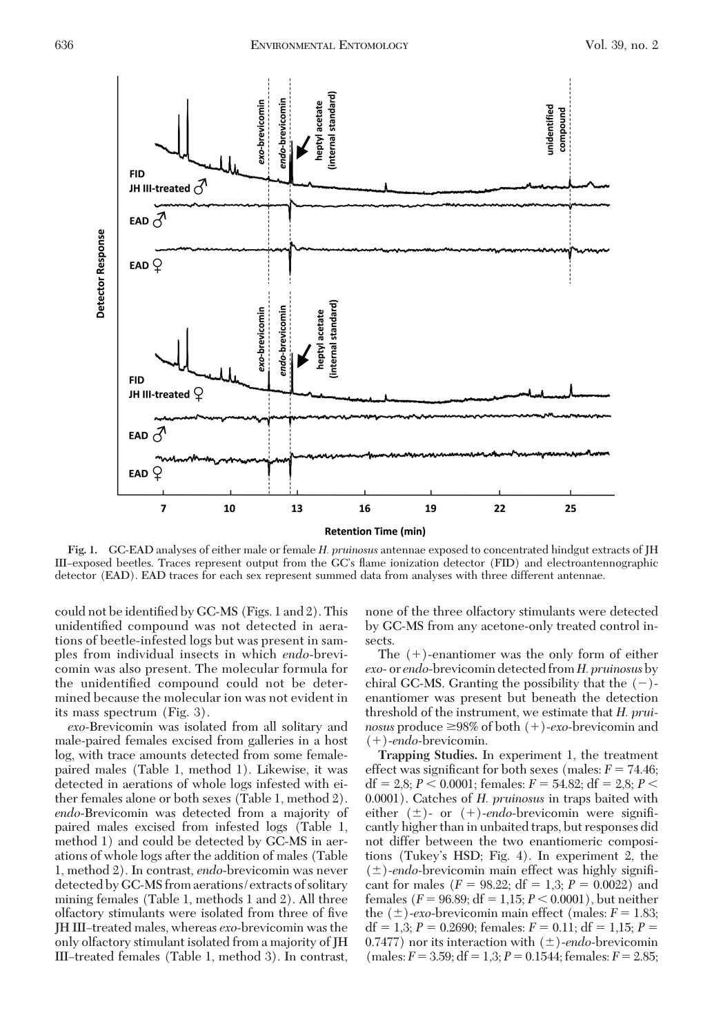Fig. 1. GC-EAD analyses of either male or female *H. pruinosus* antennae exposed to concentrated hindgut extracts of JH III–exposed beetles. Traces represent output from the GC's flame ionization detector (FID) and electroantennographic detector (EAD). EAD traces for each sex represent summed data from analyses with three different antennae.

could not be identified by GC-MS (Figs. 1 and 2). This unidentified compound was not detected in aerations of beetle-infested logs but was present in samples from individual insects in which *endo*-brevicomin was also present. The molecular formula for the unidentified compound could not be determined because the molecular ion was not evident in its mass spectrum (Fig. 3).

*exo*-Brevicomin was isolated from all solitary and male-paired females excised from galleries in a host log, with trace amounts detected from some female-paired males (Table 1, method 1). Likewise, it was detected in aerations of whole logs infested with either females alone or both sexes (Table 1, method 2). *endo*-Brevicomin was detected from a majority of paired males excised from infested logs (Table 1, method 1) and could be detected by GC-MS in aerations of whole logs after the addition of males (Table 1, method 2). In contrast, *endo*-brevicomin was never detected by GC-MS from aerations/extracts of solitary mining females (Table 1, methods 1 and 2). All three olfactory stimulants were isolated from three of five JH III–treated males, whereas *exo*-brevicomin was the only olfactory stimulant isolated from a majority of JH III–treated females (Table 1, method 3). In contrast, none of the three olfactory stimulants were detected by GC-MS from any acetone-only treated control insects.

The (+)-enantiomer was the only form of either *exo*- or *endo*-brevicomin detected from *H. pruinosus* by chiral GC-MS. Granting the possibility that the (−)-enantiomer was present but beneath the detection threshold of the instrument, we estimate that *H. pruinosus* produce ≥98% of both (+)-*exo*-brevicomin and (+)-*endo*-brevicomin.

**Trapping Studies.** In experiment 1, the treatment effect was significant for both sexes (males: $F = 74.46$; df = 2,8; $P < 0.0001$; females: $F = 54.82$; df = 2,8; $P < 0.0001$). Catches of *H. pruinosus* in traps baited with either (±)- or (+)-*endo*-brevicomin were significantly higher than in unbaited traps, but responses did not differ between the two enantiomeric compositions (Tukey's HSD; Fig. 4). In experiment 2, the (±)-*endo*-brevicomin main effect was highly significant for males ($F = 98.22$; df = 1,3; $P = 0.0022$) and females ($F = 96.89$; df = 1,15; $P < 0.0001$), but neither the (±)-*exo*-brevicomin main effect (males: $F = 1.83$; df = 1,3; $P = 0.2690$; females: $F = 0.11$; df = 1,15; $P = 0.7477$) nor its interaction with (±)-*endo*-brevicomin (males: $F = 3.59$; df = 1,3; $P = 0.1544$; females: $F = 2.85$;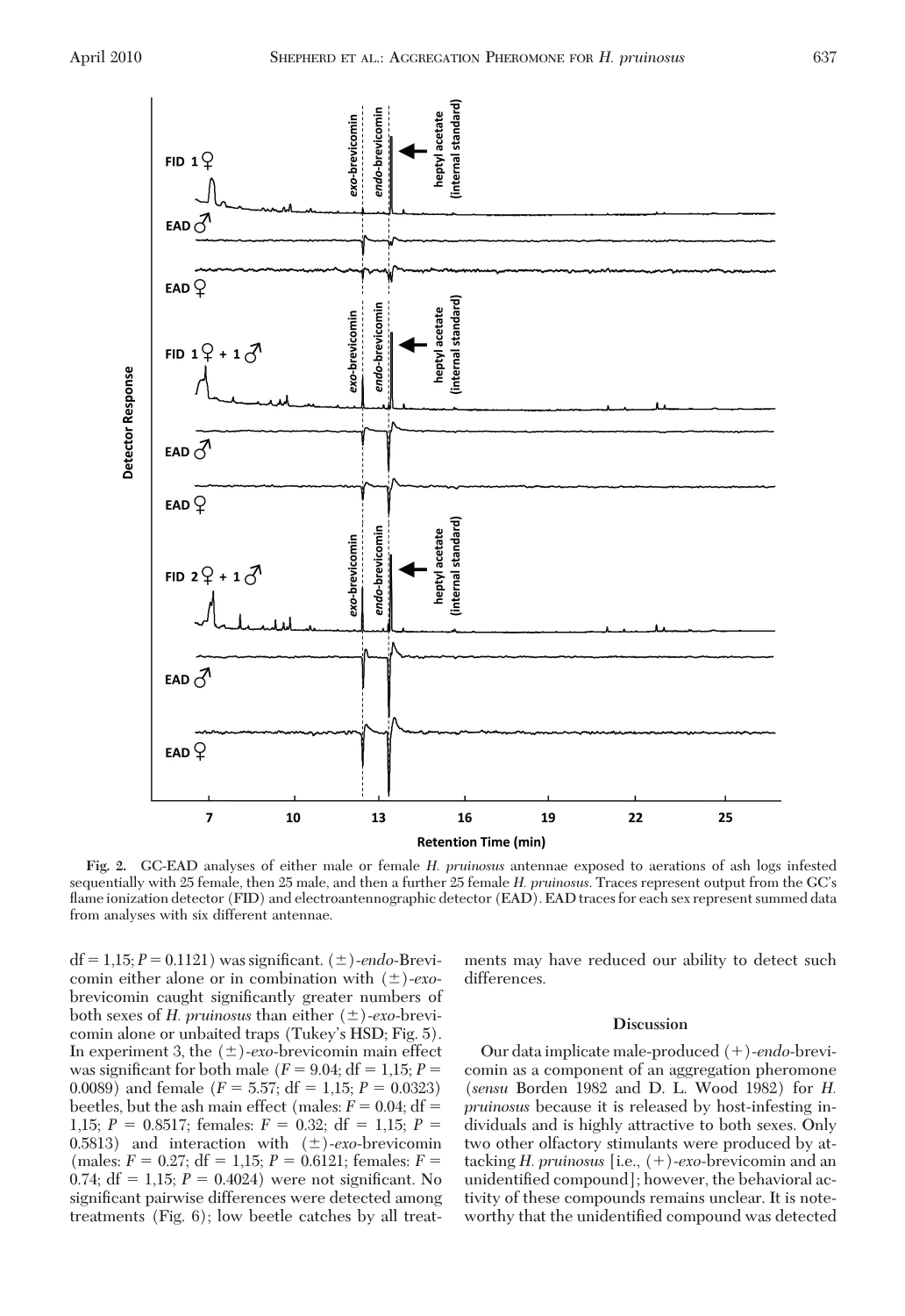**Fig. 2.** GC-EAD analyses of either male or female *H. pruinosus* antennae exposed to aerations of ash logs infested sequentially with 25 female, then 25 male, and then a further 25 female *H. pruinosus*. Traces represent output from the GC's flame ionization detector (FID) and electroantennographic detector (EAD). EAD traces for each sex represent summed data from analyses with six different antennae.

df = 1,15; $P$ = 0.1121) was significant. (±)-*endo*-Brevicomin either alone or in combination with (±)-*exo*-brevicomin caught significantly greater numbers of both sexes of *H. pruinosus* than either (±)-*exo*-brevicomin alone or unbaited traps (Tukey's HSD; Fig. 5). In experiment 3, the (±)-*exo*-brevicomin main effect was significant for both male ($F$ = 9.04; df = 1,15; $P$ = 0.0089) and female ($F$ = 5.57; df = 1,15; $P$ = 0.0323) beetles, but the ash main effect (males: $F$ = 0.04; df = 1,15; $P$ = 0.8517; females: $F$ = 0.32; df = 1,15; $P$ = 0.5813) and interaction with (±)-*exo*-brevicomin (males: $F$ = 0.27; df = 1,15; $P$ = 0.6121; females: $F$ = 0.74; df = 1,15; $P$ = 0.4024) were not significant. No significant pairwise differences were detected among treatments (Fig. 6); low beetle catches by all treatments may have reduced our ability to detect such differences.

## Discussion

Our data implicate male-produced (+)-*endo*-brevicomin as a component of an aggregation pheromone (*sensu* Borden 1982 and D. L. Wood 1982) for *H. pruinosus* because it is released by host-infesting individuals and is highly attractive to both sexes. Only two other olfactory stimulants were produced by attacking *H. pruinosus* [i.e., (+)-*exo*-brevicomin and an unidentified compound]; however, the behavioral activity of these compounds remains unclear. It is noteworthy that the unidentified compound was detected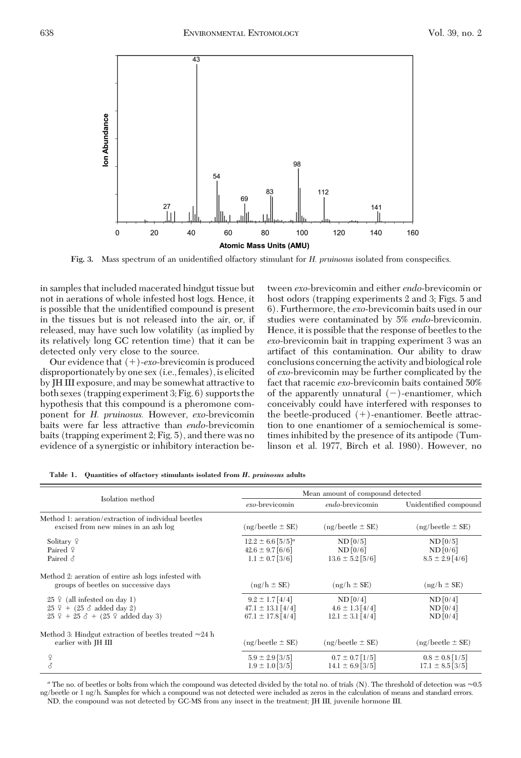Fig. 3. Mass spectrum of an unidentified olfactory stimulant for *H. pruinosus* isolated from conspecifics.

in samples that included macerated hindgut tissue but not in aerations of whole infested host logs. Hence, it is possible that the unidentified compound is present in the tissues but is not released into the air, or, if released, may have such low volatility (as implied by its relatively long GC retention time) that it can be detected only very close to the source.

Our evidence that (+)-*exo*-brevicomin is produced disproportionately by one sex (i.e., females), is elicited by JH III exposure, and may be somewhat attractive to both sexes (trapping experiment 3; Fig. 6) supports the hypothesis that this compound is a pheromone component for *H. pruinosus.* However, *exo*-brevicomin baits were far less attractive than *endo*-brevicomin baits (trapping experiment 2; Fig. 5), and there was no evidence of a synergistic or inhibitory interaction between *exo*-brevicomin and either *endo*-brevicomin or host odors (trapping experiments 2 and 3; Figs. 5 and 6). Furthermore, the *exo*-brevicomin baits used in our studies were contaminated by 5% *endo*-brevicomin. Hence, it is possible that the response of beetles to the *exo*-brevicomin bait in trapping experiment 3 was an artifact of this contamination. Our ability to draw conclusions concerning the activity and biological role of *exo*-brevicomin may be further complicated by the fact that racemic *exo*-brevicomin baits contained 50% of the apparently unnatural (−)-enantiomer, which conceivably could have interfered with responses to the beetle-produced (+)-enantiomer. Beetle attraction to one enantiomer of a semiochemical is sometimes inhibited by the presence of its antipode (Tumlinson et al. 1977, Birch et al. 1980). However, no

**Table 1. Quantities of olfactory stimulants isolated from *H. pruinosus* adults**

| Isolation method | Mean amount of compound detected | | |
|---|---|---|---|
| | *exo*-brevicomin | *endo*-brevicomin | Unidentified compound |
| Method 1: aeration/extraction of individual beetles excised from new mines in an ash log | (ng/beetle ± SE) | (ng/beetle ± SE) | (ng/beetle ± SE) |
| Solitary ♀ | 12.2 ± 6.6 [5/5][a] | ND [0/5] | ND [0/5] |
| Paired ♀ | 42.6 ± 9.7 [6/6] | ND [0/6] | ND [0/6] |
| Paired ♂ | 1.1 ± 0.7 [3/6] | 13.6 ± 5.2 [5/6] | 8.5 ± 2.9 [4/6] |
| Method 2: aeration of entire ash logs infested with groups of beetles on successive days | (ng/h ± SE) | (ng/h ± SE) | (ng/h ± SE) |
| 25 ♀ (all infested on day 1) | 9.2 ± 1.7 [4/4] | ND [0/4] | ND [0/4] |
| 25 ♀ + (25 ♂ added day 2) | 47.1 ± 13.1 [4/4] | 4.6 ± 1.3 [4/4] | ND [0/4] |
| 25 ♀ + 25 ♂ + (25 ♀ added day 3) | 67.1 ± 17.8 [4/4] | 12.1 ± 3.1 [4/4] | ND [0/4] |
| Method 3: Hindgut extraction of beetles treated ≈24 h earlier with JH III | (ng/beetle ± SE) | (ng/beetle ± SE) | (ng/beetle ± SE) |
| ♀ | 5.9 ± 2.9 [3/5] | 0.7 ± 0.7 [1/5] | 0.8 ± 0.8 [1/5] |
| ♂ | 1.9 ± 1.0 [3/5] | 14.1 ± 6.9 [3/5] | 17.1 ± 8.5 [3/5] |

[a] The no. of beetles or bolts from which the compound was detected divided by the total no. of trials (N). The threshold of detection was ≈0.5 ng/beetle or 1 ng/h. Samples for which a compound was not detected were included as zeros in the calculation of means and standard errors.

ND, the compound was not detected by GC-MS from any insect in the treatment; JH III, juvenile hormone III.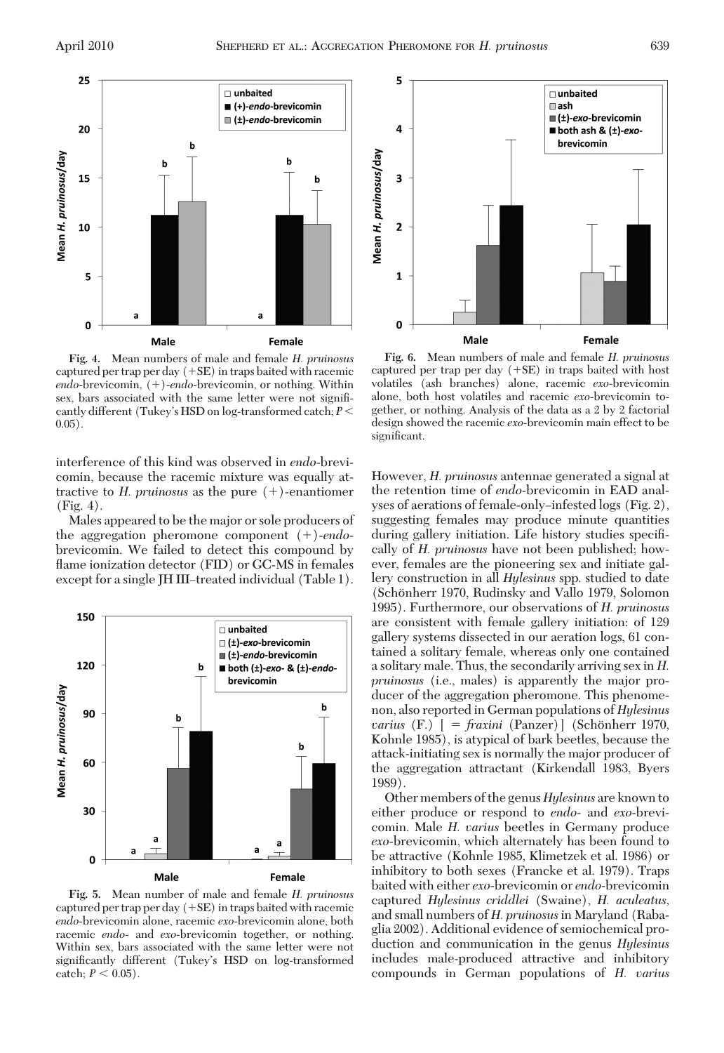Fig. 4. Mean numbers of male and female *H. pruinosus* captured per trap per day (+SE) in traps baited with racemic *endo*-brevicomin, (+)-*endo*-brevicomin, or nothing. Within sex, bars associated with the same letter were not significantly different (Tukey's HSD on log-transformed catch; $P < 0.05$).

Fig. 6. Mean numbers of male and female *H. pruinosus* captured per trap per day (+SE) in traps baited with host volatiles (ash branches) alone, racemic *exo*-brevicomin alone, both host volatiles and racemic *exo*-brevicomin together, or nothing. Analysis of the data as a 2 by 2 factorial design showed the racemic *exo*-brevicomin main effect to be significant.

interference of this kind was observed in *endo*-brevicomin, because the racemic mixture was equally attractive to *H. pruinosus* as the pure (+)-enantiomer (Fig. 4).

Males appeared to be the major or sole producers of the aggregation pheromone component (+)-*endo*-brevicomin. We failed to detect this compound by flame ionization detector (FID) or GC-MS in females except for a single JH III–treated individual (Table 1).

Fig. 5. Mean number of male and female *H. pruinosus* captured per trap per day (+SE) in traps baited with racemic *endo*-brevicomin alone, racemic *exo*-brevicomin alone, both racemic *endo*- and *exo*-brevicomin together, or nothing. Within sex, bars associated with the same letter were not significantly different (Tukey's HSD on log-transformed catch; $P < 0.05$).

However, *H. pruinosus* antennae generated a signal at the retention time of *endo*-brevicomin in EAD analyses of aerations of female-only–infested logs (Fig. 2), suggesting females may produce minute quantities during gallery initiation. Life history studies specifically of *H. pruinosus* have not been published; however, females are the pioneering sex and initiate gallery construction in all *Hylesinus* spp. studied to date (Schönherr 1970, Rudinsky and Vallo 1979, Solomon 1995). Furthermore, our observations of *H. pruinosus* are consistent with female gallery initiation: of 129 gallery systems dissected in our aeration logs, 61 contained a solitary female, whereas only one contained a solitary male. Thus, the secondarily arriving sex in *H. pruinosus* (i.e., males) is apparently the major producer of the aggregation pheromone. This phenomenon, also reported in German populations of *Hylesinus varius* (F.) [ = *fraxini* (Panzer)] (Schönherr 1970, Kohnle 1985), is atypical of bark beetles, because the attack-initiating sex is normally the major producer of the aggregation attractant (Kirkendall 1983, Byers 1989).

Other members of the genus *Hylesinus* are known to either produce or respond to *endo*- and *exo*-brevicomin. Male *H. varius* beetles in Germany produce *exo*-brevicomin, which alternately has been found to be attractive (Kohnle 1985, Klimetzek et al. 1986) or inhibitory to both sexes (Francke et al. 1979). Traps baited with either *exo*-brevicomin or *endo*-brevicomin captured *Hylesinus criddlei* (Swaine), *H. aculeatus*, and small numbers of *H. pruinosus* in Maryland (Rabaglia 2002). Additional evidence of semiochemical production and communication in the genus *Hylesinus* includes male-produced attractive and inhibitory compounds in German populations of *H. varius*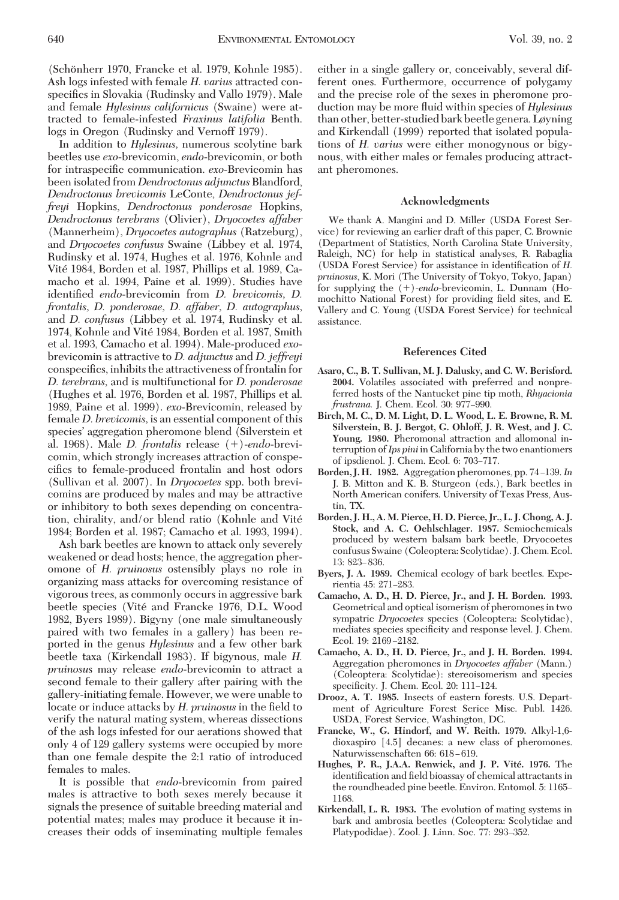(Schönherr 1970, Francke et al. 1979, Kohnle 1985). Ash logs infested with female *H. varius* attracted conspecifics in Slovakia (Rudinsky and Vallo 1979). Male and female *Hylesinus californicus* (Swaine) were attracted to female-infested *Fraxinus latifolia* Benth. logs in Oregon (Rudinsky and Vernoff 1979).

In addition to *Hylesinus*, numerous scolytine bark beetles use *exo*-brevicomin, *endo*-brevicomin, or both for intraspecific communication. *exo*-Brevicomin has been isolated from *Dendroctonus adjunctus* Blandford, *Dendroctonus brevicomis* LeConte, *Dendroctonus jeffreyi* Hopkins, *Dendroctonus ponderosae* Hopkins, *Dendroctonus terebrans* (Olivier), *Dryocoetes affaber* (Mannerheim), *Dryocoetes autographus* (Ratzeburg), and *Dryocoetes confusus* Swaine (Libbey et al. 1974, Rudinsky et al. 1974, Hughes et al. 1976, Kohnle and Vité 1984, Borden et al. 1987, Phillips et al. 1989, Camacho et al. 1994, Paine et al. 1999). Studies have identified *endo*-brevicomin from *D. brevicomis*, *D. frontalis*, *D. ponderosae*, *D. affaber*, *D. autographus*, and *D. confusus* (Libbey et al. 1974, Rudinsky et al. 1974, Kohnle and Vité 1984, Borden et al. 1987, Smith et al. 1993, Camacho et al. 1994). Male-produced *exo*-brevicomin is attractive to *D. adjunctus* and *D. jeffreyi* conspecifics, inhibits the attractiveness of frontalin for *D. terebrans*, and is multifunctional for *D. ponderosae* (Hughes et al. 1976, Borden et al. 1987, Phillips et al. 1989, Paine et al. 1999). *exo*-Brevicomin, released by female *D. brevicomis*, is an essential component of this species' aggregation pheromone blend (Silverstein et al. 1968). Male *D. frontalis* release (+)-*endo*-brevicomin, which strongly increases attraction of conspecifics to female-produced frontalin and host odors (Sullivan et al. 2007). In *Dryocoetes* spp. both brevicomins are produced by males and may be attractive or inhibitory to both sexes depending on concentration, chirality, and/or blend ratio (Kohnle and Vité 1984; Borden et al. 1987; Camacho et al. 1993, 1994).

Ash bark beetles are known to attack only severely weakened or dead hosts; hence, the aggregation pheromone of *H. pruinosus* ostensibly plays no role in organizing mass attacks for overcoming resistance of vigorous trees, as commonly occurs in aggressive bark beetle species (Vité and Francke 1976, D.L. Wood 1982, Byers 1989). Bigyny (one male simultaneously paired with two females in a gallery) has been reported in the genus *Hylesinus* and a few other bark beetle taxa (Kirkendall 1983). If bigynous, male *H. pruinosus* may release *endo*-brevicomin to attract a second female to their gallery after pairing with the gallery-initiating female. However, we were unable to locate or induce attacks by *H. pruinosus* in the field to verify the natural mating system, whereas dissections of the ash logs infested for our aerations showed that only 4 of 129 gallery systems were occupied by more than one female despite the 2:1 ratio of introduced females to males.

It is possible that *endo*-brevicomin from paired males is attractive to both sexes merely because it signals the presence of suitable breeding material and potential mates; males may produce it because it increases their odds of inseminating multiple females either in a single gallery or, conceivably, several different ones. Furthermore, occurrence of polygamy and the precise role of the sexes in pheromone production may be more fluid within species of *Hylesinus* than other, better-studied bark beetle genera. Løyning and Kirkendall (1999) reported that isolated populations of *H. varius* were either monogynous or bigynous, with either males or females producing attractant pheromones.

## Acknowledgments

We thank A. Mangini and D. Miller (USDA Forest Service) for reviewing an earlier draft of this paper, C. Brownie (Department of Statistics, North Carolina State University, Raleigh, NC) for help in statistical analyses, R. Rabaglia (USDA Forest Service) for assistance in identification of *H. pruinosus*, K. Mori (The University of Tokyo, Tokyo, Japan) for supplying the (+)-*endo*-brevicomin, L. Dunnam (Homochitto National Forest) for providing field sites, and E. Vallery and C. Young (USDA Forest Service) for technical assistance.

## References Cited

**Asaro, C., B. T. Sullivan, M. J. Dalusky, and C. W. Berisford. 2004.** Volatiles associated with preferred and nonpreferred hosts of the Nantucket pine tip moth, *Rhyacionia frustrana*. J. Chem. Ecol. 30: 977–990.

**Birch, M. C., D. M. Light, D. L. Wood, L. E. Browne, R. M. Silverstein, B. J. Bergot, G. Ohlloff, J. R. West, and J. C. Young. 1980.** Pheromonal attraction and allomonal interruption of *Ips pini* in California by the two enantiomers of ipsdienol. J. Chem. Ecol. 6: 703–717.

**Borden, J. H. 1982.** Aggregation pheromones, pp. 74–139. *In* J. B. Mitton and K. B. Sturgeon (eds.), Bark beetles in North American conifers. University of Texas Press, Austin, TX.

**Borden, J. H., A. M. Pierce, H. D. Pierce, Jr., L. J. Chong, A. J. Stock, and A. C. Oehlschlager. 1987.** Semiochemicals produced by western balsam bark beetle, Dryocoetes confusus Swaine (Coleoptera: Scolytidae). J. Chem. Ecol. 13: 823–836.

**Byers, J. A. 1989.** Chemical ecology of bark beetles. Experientia 45: 271–283.

**Camacho, A. D., H. D. Pierce, Jr., and J. H. Borden. 1993.** Geometrical and optical isomerism of pheromones in two sympatric *Dryocoetes* species (Coleoptera: Scolytidae), mediates species specificity and response level. J. Chem. Ecol. 19: 2169–2182.

**Camacho, A. D., H. D. Pierce, Jr., and J. H. Borden. 1994.** Aggregation pheromones in *Dryocoetes affaber* (Mann.) (Coleoptera: Scolytidae): stereoisomerism and species specificity. J. Chem. Ecol. 20: 111–124.

**Drooz, A. T. 1985.** Insects of eastern forests. U.S. Department of Agriculture Forest Serice Misc. Publ. 1426. USDA, Forest Service, Washington, DC.

**Francke, W., G. Hindorf, and W. Reith. 1979.** Alkyl-1,6-dioxaspiro [4.5] decanes: a new class of pheromones. Naturwissenschaften 66: 618–619.

**Hughes, P. R., J.A.A. Renwick, and J. P. Vité. 1976.** The identification and field bioassay of chemical attractants in the roundheaded pine beetle. Environ. Entomol. 5: 1165–1168.

**Kirkendall, L. R. 1983.** The evolution of mating systems in bark and ambrosia beetles (Coleoptera: Scolytidae and Platypodidae). Zool. J. Linn. Soc. 77: 293–352.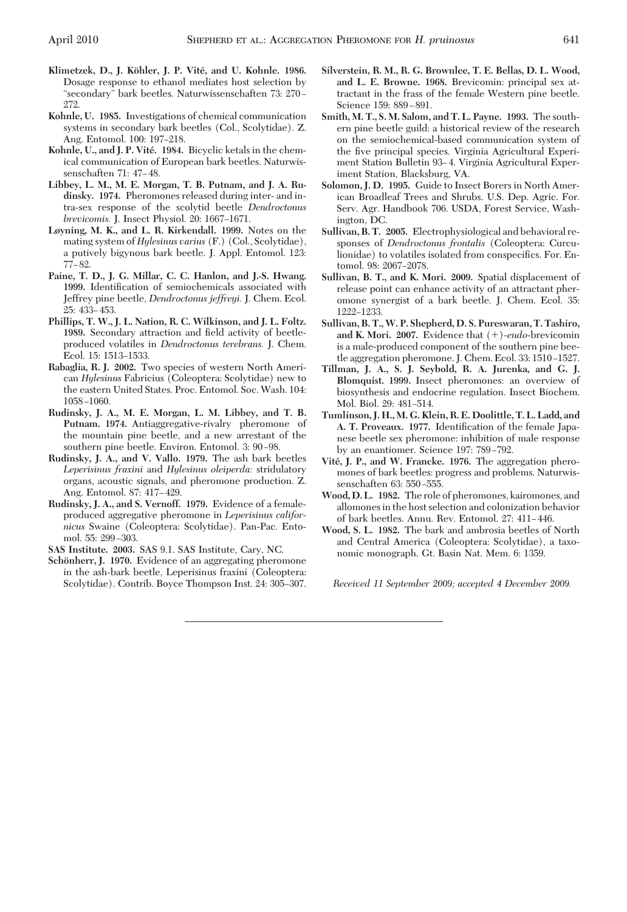**Klimetzek, D., J. Köhler, J. P. Vité, and U. Kohnle. 1986.** Dosage response to ethanol mediates host selection by "secondary" bark beetles. Naturwissenschaften 73: 270–272.

**Kohnle, U. 1985.** Investigations of chemical communication systems in secondary bark beetles (Col., Scolytidae). Z. Ang. Entomol. 100: 197–218.

**Kohnle, U., and J. P. Vité. 1984.** Bicyclic ketals in the chemical communication of European bark beetles. Naturwissenschaften 71: 47–48.

**Libbey, L. M., M. E. Morgan, T. B. Putnam, and J. A. Rudinsky. 1974.** Pheromones released during inter- and intra-sex response of the scolytid beetle *Dendroctonus brevicomis.* J. Insect Physiol. 20: 1667–1671.

**Løyning, M. K., and L. R. Kirkendall. 1999.** Notes on the mating system of *Hylesinus varius* (F.) (Col., Scolytidae), a putively bigynous bark beetle. J. Appl. Entomol. 123: 77–82.

**Paine, T. D., J. G. Millar, C. C. Hanlon, and J.-S. Hwang. 1999.** Identification of semiochemicals associated with Jeffrey pine beetle, *Dendroctonus jeffreyi.* J. Chem. Ecol. 25: 433–453.

**Phillips, T. W., J. L. Nation, R. C. Wilkinson, and J. L. Foltz. 1989.** Secondary attraction and field activity of beetle-produced volatiles in *Dendroctonus terebrans.* J. Chem. Ecol. 15: 1513–1533.

**Rabaglia, R. J. 2002.** Two species of western North American *Hylesinus* Fabricius (Coleoptera: Scolytidae) new to the eastern United States. Proc. Entomol. Soc. Wash. 104: 1058–1060.

**Rudinsky, J. A., M. E. Morgan, L. M. Libbey, and T. B. Putnam. 1974.** Antiaggregative-rivalry pheromone of the mountain pine beetle, and a new arrestant of the southern pine beetle. Environ. Entomol. 3: 90–98.

**Rudinsky, J. A., and V. Vallo. 1979.** The ash bark beetles *Leperisinus fraxini* and *Hylesinus oleiperda:* stridulatory organs, acoustic signals, and pheromone production. Z. Ang. Entomol. 87: 417–429.

**Rudinsky, J. A., and S. Vernoff. 1979.** Evidence of a female-produced aggregative pheromone in *Leperisinus californicus* Swaine (Coleoptera: Scolytidae). Pan-Pac. Entomol. 55: 299–303.

**SAS Institute. 2003.** SAS 9.1. SAS Institute, Cary, NC.

**Schönherr, J. 1970.** Evidence of an aggregating pheromone in the ash-bark beetle, Leperisinus fraxini (Coleoptera: Scolytidae). Contrib. Boyce Thompson Inst. 24: 305–307.

**Silverstein, R. M., R. G. Brownlee, T. E. Bellas, D. L. Wood, and L. E. Browne. 1968.** Brevicomin: principal sex attractant in the frass of the female Western pine beetle. Science 159: 889–891.

**Smith, M. T., S. M. Salom, and T. L. Payne. 1993.** The southern pine beetle guild: a historical review of the research on the semiochemical-based communication system of the five principal species. Virginia Agricultural Experiment Station Bulletin 93–4. Virginia Agricultural Experiment Station, Blacksburg, VA.

**Solomon, J. D. 1995.** Guide to Insect Borers in North American Broadleaf Trees and Shrubs. U.S. Dep. Agric. For. Serv. Agr. Handbook 706. USDA, Forest Service, Washington, DC.

**Sullivan, B. T. 2005.** Electrophysiological and behavioral responses of *Dendroctonus frontalis* (Coleoptera: Curculionidae) to volatiles isolated from conspecifics. For. Entomol. 98: 2067–2078.

**Sullivan, B. T., and K. Mori. 2009.** Spatial displacement of release point can enhance activity of an attractant pheromone synergist of a bark beetle. J. Chem. Ecol. 35: 1222–1233.

**Sullivan, B. T., W. P. Shepherd, D. S. Pureswaran, T. Tashiro, and K. Mori. 2007.** Evidence that (+)-*endo*-brevicomin is a male-produced component of the southern pine beetle aggregation pheromone. J. Chem. Ecol. 33: 1510–1527.

**Tillman, J. A., S. J. Seybold, R. A. Jurenka, and G. J. Blomquist. 1999.** Insect pheromones: an overview of biosynthesis and endocrine regulation. Insect Biochem. Mol. Biol. 29: 481–514.

**Tumlinson, J. H., M. G. Klein, R. E. Doolittle, T. L. Ladd, and A. T. Proveaux. 1977.** Identification of the female Japanese beetle sex pheromone: inhibition of male response by an enantiomer. Science 197: 789–792.

**Vité, J. P., and W. Francke. 1976.** The aggregation pheromones of bark beetles: progress and problems. Naturwissenschaften 63: 550–555.

**Wood, D. L. 1982.** The role of pheromones, kairomones, and allomones in the host selection and colonization behavior of bark beetles. Annu. Rev. Entomol. 27: 411–446.

**Wood, S. L. 1982.** The bark and ambrosia beetles of North and Central America (Coleoptera: Scolytidae), a taxonomic monograph. Gt. Basin Nat. Mem. 6: 1359.

*Received 11 September 2009; accepted 4 December 2009.*